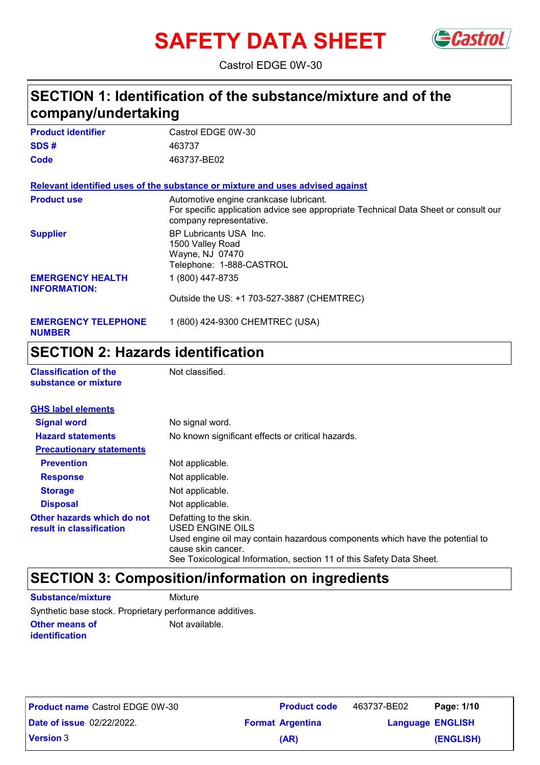# SAFETY DATA SHEET

Castrol EDGE 0W-30

## SECTION 1: Identification of the substance/mixture and of the company/undertaking

| | |
|---|---|
| **Product identifier** | Castrol EDGE 0W-30 |
| **SDS #** | 463737 |
| **Code** | 463737-BE02 |

**Relevant identified uses of the substance or mixture and uses advised against**

| | |
|---|---|
| **Product use** | Automotive engine crankcase lubricant.<br>For specific application advice see appropriate Technical Data Sheet or consult our company representative. |
| **Supplier** | BP Lubricants USA Inc.<br>1500 Valley Road<br>Wayne, NJ 07470<br>Telephone: 1-888-CASTROL |
| **EMERGENCY HEALTH INFORMATION:** | 1 (800) 447-8735<br><br>Outside the US: +1 703-527-3887 (CHEMTREC) |
| **EMERGENCY TELEPHONE NUMBER** | 1 (800) 424-9300 CHEMTREC (USA) |

## SECTION 2: Hazards identification

| | |
|---|---|
| **Classification of the substance or mixture** | Not classified. |

**GHS label elements**

| | |
|---|---|
| **Signal word** | No signal word. |
| **Hazard statements** | No known significant effects or critical hazards. |

**Precautionary statements**

| | |
|---|---|
| **Prevention** | Not applicable. |
| **Response** | Not applicable. |
| **Storage** | Not applicable. |
| **Disposal** | Not applicable. |
| **Other hazards which do not result in classification** | Defatting to the skin.<br>USED ENGINE OILS<br>Used engine oil may contain hazardous components which have the potential to cause skin cancer.<br>See Toxicological Information, section 11 of this Safety Data Sheet. |

## SECTION 3: Composition/information on ingredients

| | |
|---|---|
| **Substance/mixture** | Mixture |

Synthetic base stock. Proprietary performance additives.

| | |
|---|---|
| **Other means of identification** | Not available. |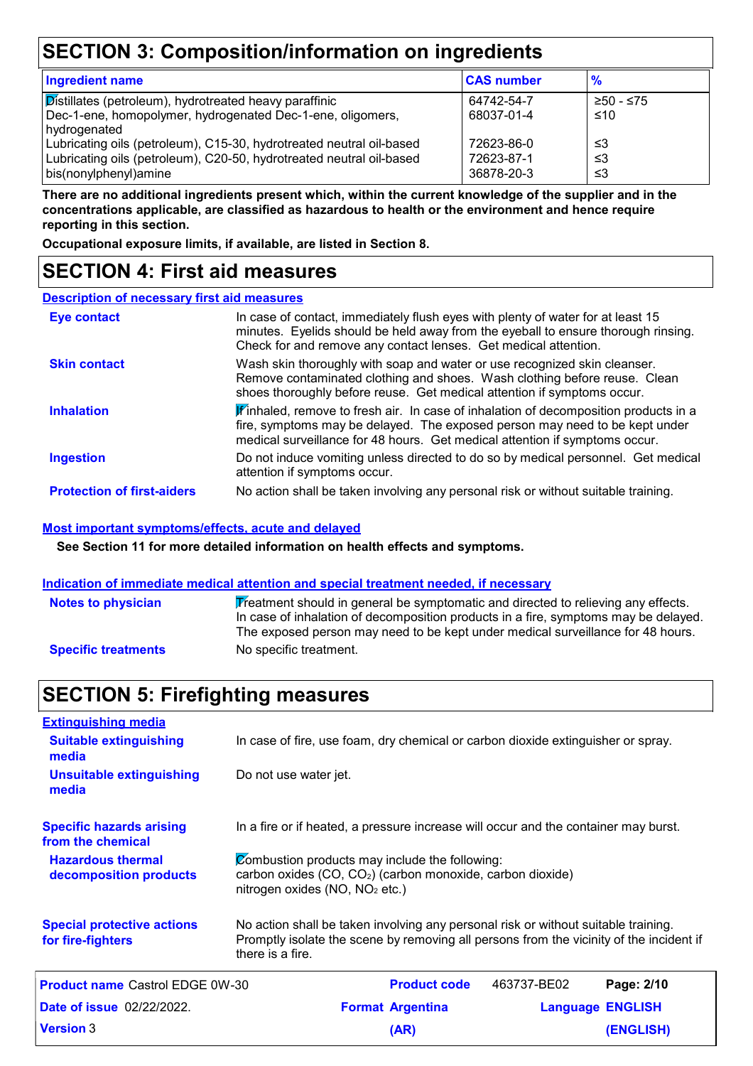## SECTION 3: Composition/information on ingredients

| Ingredient name | CAS number | % |
|---|---|---|
| Distillates (petroleum), hydrotreated heavy paraffinic | 64742-54-7 | ≥50 - ≤75 |
| Dec-1-ene, homopolymer, hydrogenated Dec-1-ene, oligomers, hydrogenated | 68037-01-4 | ≤10 |
| Lubricating oils (petroleum), C15-30, hydrotreated neutral oil-based | 72623-86-0 | ≤3 |
| Lubricating oils (petroleum), C20-50, hydrotreated neutral oil-based | 72623-87-1 | ≤3 |
| bis(nonylphenyl)amine | 36878-20-3 | ≤3 |

**There are no additional ingredients present which, within the current knowledge of the supplier and in the concentrations applicable, are classified as hazardous to health or the environment and hence require reporting in this section.**

**Occupational exposure limits, if available, are listed in Section 8.**

## SECTION 4: First aid measures

### Description of necessary first aid measures

**Eye contact**
In case of contact, immediately flush eyes with plenty of water for at least 15 minutes. Eyelids should be held away from the eyeball to ensure thorough rinsing. Check for and remove any contact lenses. Get medical attention.

**Skin contact**
Wash skin thoroughly with soap and water or use recognized skin cleanser. Remove contaminated clothing and shoes. Wash clothing before reuse. Clean shoes thoroughly before reuse. Get medical attention if symptoms occur.

**Inhalation**
If inhaled, remove to fresh air. In case of inhalation of decomposition products in a fire, symptoms may be delayed. The exposed person may need to be kept under medical surveillance for 48 hours. Get medical attention if symptoms occur.

**Ingestion**
Do not induce vomiting unless directed to do so by medical personnel. Get medical attention if symptoms occur.

**Protection of first-aiders**
No action shall be taken involving any personal risk or without suitable training.

### Most important symptoms/effects, acute and delayed

**See Section 11 for more detailed information on health effects and symptoms.**

### Indication of immediate medical attention and special treatment needed, if necessary

**Notes to physician**
Treatment should in general be symptomatic and directed to relieving any effects. In case of inhalation of decomposition products in a fire, symptoms may be delayed. The exposed person may need to be kept under medical surveillance for 48 hours.

**Specific treatments**
No specific treatment.

## SECTION 5: Firefighting measures

### Extinguishing media

**Suitable extinguishing media**
In case of fire, use foam, dry chemical or carbon dioxide extinguisher or spray.

**Unsuitable extinguishing media**
Do not use water jet.

**Specific hazards arising from the chemical**
In a fire or if heated, a pressure increase will occur and the container may burst.

**Hazardous thermal decomposition products**
Combustion products may include the following:
carbon oxides ($CO$, $CO_2$) (carbon monoxide, carbon dioxide)
nitrogen oxides ($NO$, $NO_2$ etc.)

**Special protective actions for fire-fighters**
No action shall be taken involving any personal risk or without suitable training. Promptly isolate the scene by removing all persons from the vicinity of the incident if there is a fire.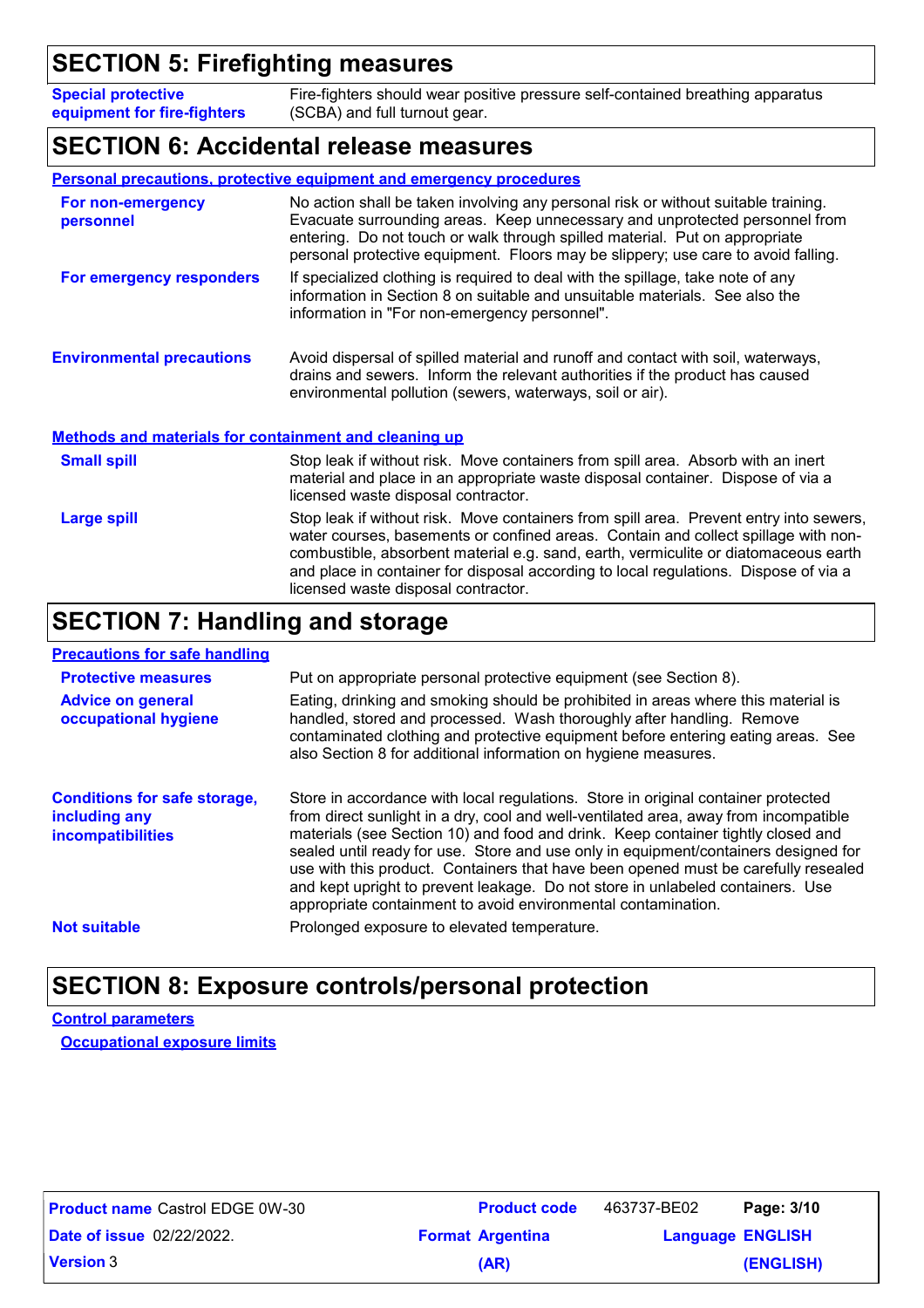## SECTION 5: Firefighting measures

**Special protective equipment for fire-fighters** Fire-fighters should wear positive pressure self-contained breathing apparatus (SCBA) and full turnout gear.

## SECTION 6: Accidental release measures

### Personal precautions, protective equipment and emergency procedures

**For non-emergency personnel** No action shall be taken involving any personal risk or without suitable training. Evacuate surrounding areas. Keep unnecessary and unprotected personnel from entering. Do not touch or walk through spilled material. Put on appropriate personal protective equipment. Floors may be slippery; use care to avoid falling.

**For emergency responders** If specialized clothing is required to deal with the spillage, take note of any information in Section 8 on suitable and unsuitable materials. See also the information in "For non-emergency personnel".

**Environmental precautions** Avoid dispersal of spilled material and runoff and contact with soil, waterways, drains and sewers. Inform the relevant authorities if the product has caused environmental pollution (sewers, waterways, soil or air).

### Methods and materials for containment and cleaning up

**Small spill** Stop leak if without risk. Move containers from spill area. Absorb with an inert material and place in an appropriate waste disposal container. Dispose of via a licensed waste disposal contractor.

**Large spill** Stop leak if without risk. Move containers from spill area. Prevent entry into sewers, water courses, basements or confined areas. Contain and collect spillage with non-combustible, absorbent material e.g. sand, earth, vermiculite or diatomaceous earth and place in container for disposal according to local regulations. Dispose of via a licensed waste disposal contractor.

## SECTION 7: Handling and storage

### Precautions for safe handling

**Protective measures** Put on appropriate personal protective equipment (see Section 8).

**Advice on general occupational hygiene** Eating, drinking and smoking should be prohibited in areas where this material is handled, stored and processed. Wash thoroughly after handling. Remove contaminated clothing and protective equipment before entering eating areas. See also Section 8 for additional information on hygiene measures.

**Conditions for safe storage, including any incompatibilities** Store in accordance with local regulations. Store in original container protected from direct sunlight in a dry, cool and well-ventilated area, away from incompatible materials (see Section 10) and food and drink. Keep container tightly closed and sealed until ready for use. Store and use only in equipment/containers designed for use with this product. Containers that have been opened must be carefully resealed and kept upright to prevent leakage. Do not store in unlabeled containers. Use appropriate containment to avoid environmental contamination.

**Not suitable** Prolonged exposure to elevated temperature.

## SECTION 8: Exposure controls/personal protection

### Control parameters

#### Occupational exposure limits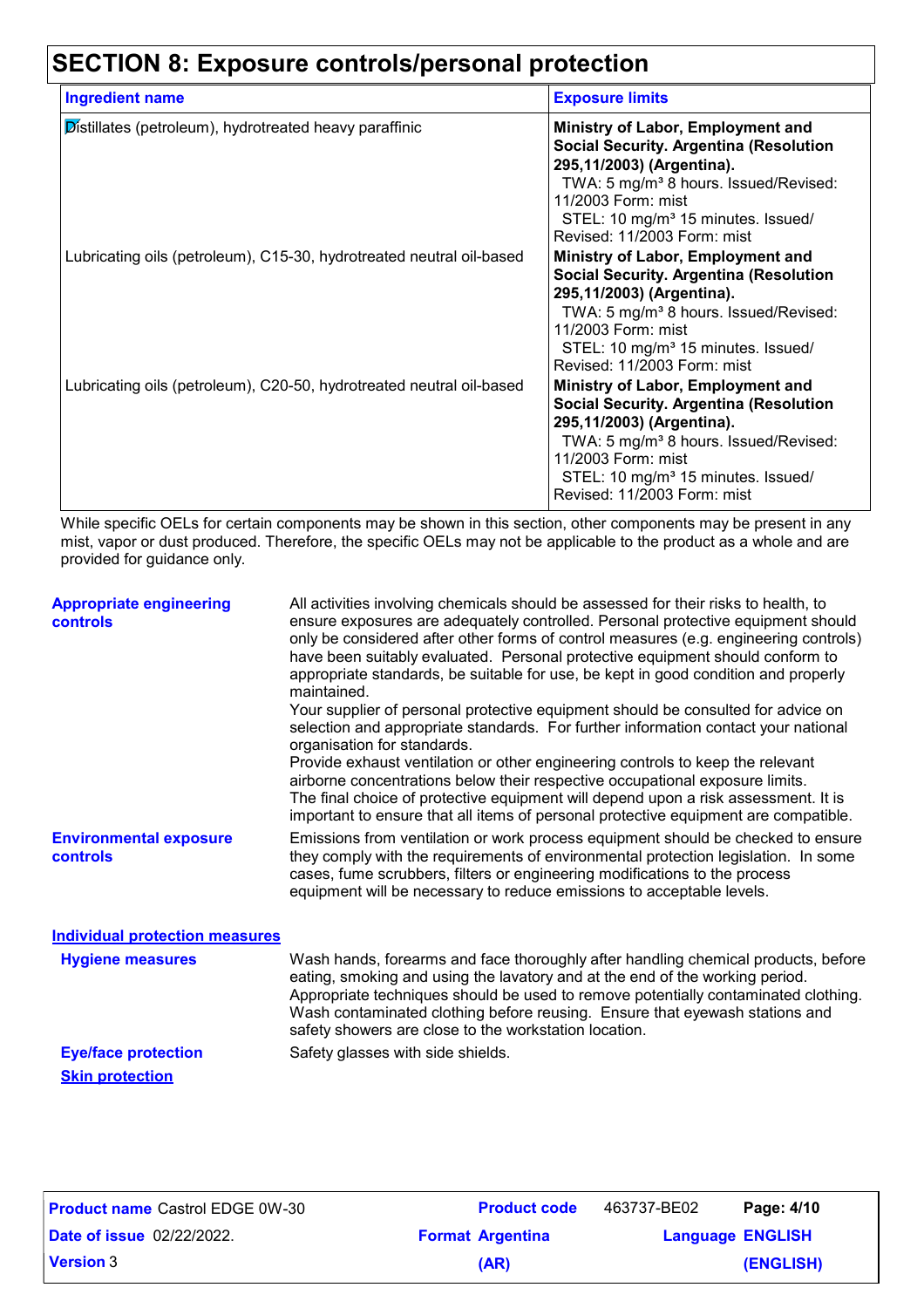## SECTION 8: Exposure controls/personal protection

| Ingredient name | Exposure limits |
|---|---|
| Distillates (petroleum), hydrotreated heavy paraffinic | **Ministry of Labor, Employment and Social Security. Argentina (Resolution 295,11/2003) (Argentina).** TWA: 5 mg/m³ 8 hours. Issued/Revised: 11/2003 Form: mist STEL: 10 mg/m³ 15 minutes. Issued/ Revised: 11/2003 Form: mist |
| Lubricating oils (petroleum), C15-30, hydrotreated neutral oil-based | **Ministry of Labor, Employment and Social Security. Argentina (Resolution 295,11/2003) (Argentina).** TWA: 5 mg/m³ 8 hours. Issued/Revised: 11/2003 Form: mist STEL: 10 mg/m³ 15 minutes. Issued/ Revised: 11/2003 Form: mist |
| Lubricating oils (petroleum), C20-50, hydrotreated neutral oil-based | **Ministry of Labor, Employment and Social Security. Argentina (Resolution 295,11/2003) (Argentina).** TWA: 5 mg/m³ 8 hours. Issued/Revised: 11/2003 Form: mist STEL: 10 mg/m³ 15 minutes. Issued/ Revised: 11/2003 Form: mist |

While specific OELs for certain components may be shown in this section, other components may be present in any mist, vapor or dust produced. Therefore, the specific OELs may not be applicable to the product as a whole and are provided for guidance only.

**Appropriate engineering controls**

All activities involving chemicals should be assessed for their risks to health, to ensure exposures are adequately controlled. Personal protective equipment should only be considered after other forms of control measures (e.g. engineering controls) have been suitably evaluated. Personal protective equipment should conform to appropriate standards, be suitable for use, be kept in good condition and properly maintained.
Your supplier of personal protective equipment should be consulted for advice on selection and appropriate standards. For further information contact your national organisation for standards.
Provide exhaust ventilation or other engineering controls to keep the relevant airborne concentrations below their respective occupational exposure limits.
The final choice of protective equipment will depend upon a risk assessment. It is important to ensure that all items of personal protective equipment are compatible.

**Environmental exposure controls**

Emissions from ventilation or work process equipment should be checked to ensure they comply with the requirements of environmental protection legislation. In some cases, fume scrubbers, filters or engineering modifications to the process equipment will be necessary to reduce emissions to acceptable levels.

### Individual protection measures

**Hygiene measures**

Wash hands, forearms and face thoroughly after handling chemical products, before eating, smoking and using the lavatory and at the end of the working period. Appropriate techniques should be used to remove potentially contaminated clothing. Wash contaminated clothing before reusing. Ensure that eyewash stations and safety showers are close to the workstation location.

**Eye/face protection**

Safety glasses with side shields.

**Skin protection**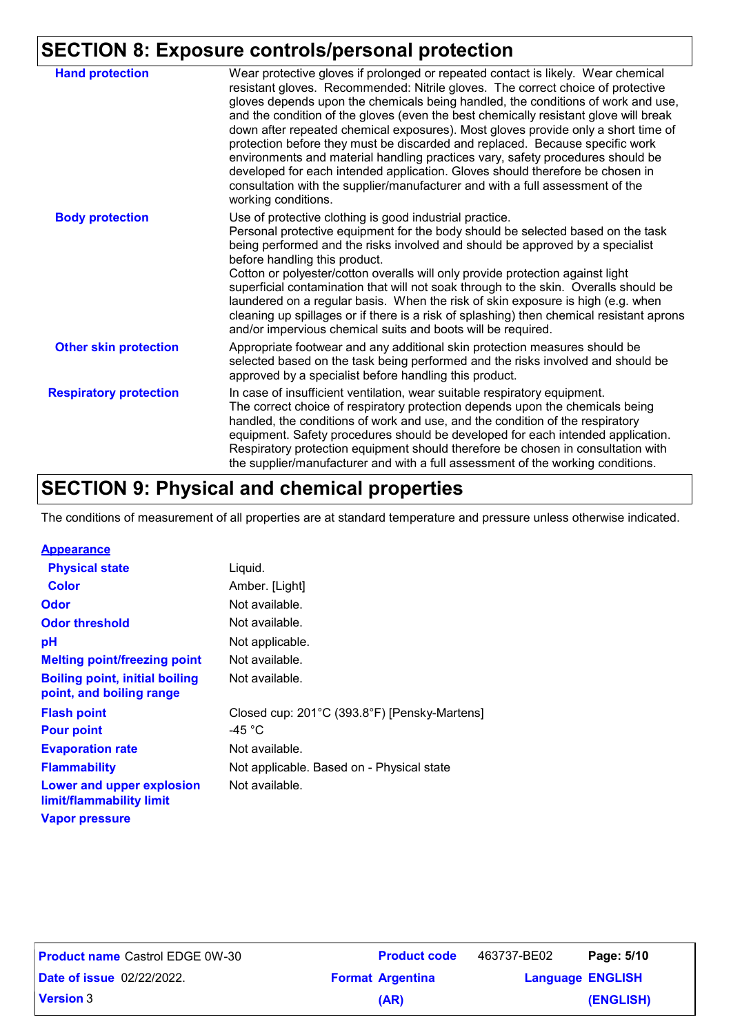## SECTION 8: Exposure controls/personal protection

| | |
|---|---|
| **Hand protection** | Wear protective gloves if prolonged or repeated contact is likely. Wear chemical resistant gloves. Recommended: Nitrile gloves. The correct choice of protective gloves depends upon the chemicals being handled, the conditions of work and use, and the condition of the gloves (even the best chemically resistant glove will break down after repeated chemical exposures). Most gloves provide only a short time of protection before they must be discarded and replaced. Because specific work environments and material handling practices vary, safety procedures should be developed for each intended application. Gloves should therefore be chosen in consultation with the supplier/manufacturer and with a full assessment of the working conditions. |
| **Body protection** | Use of protective clothing is good industrial practice. Personal protective equipment for the body should be selected based on the task being performed and the risks involved and should be approved by a specialist before handling this product. Cotton or polyester/cotton overalls will only provide protection against light superficial contamination that will not soak through to the skin. Overalls should be laundered on a regular basis. When the risk of skin exposure is high (e.g. when cleaning up spillages or if there is a risk of splashing) then chemical resistant aprons and/or impervious chemical suits and boots will be required. |
| **Other skin protection** | Appropriate footwear and any additional skin protection measures should be selected based on the task being performed and the risks involved and should be approved by a specialist before handling this product. |
| **Respiratory protection** | In case of insufficient ventilation, wear suitable respiratory equipment. The correct choice of respiratory protection depends upon the chemicals being handled, the conditions of work and use, and the condition of the respiratory equipment. Safety procedures should be developed for each intended application. Respiratory protection equipment should therefore be chosen in consultation with the supplier/manufacturer and with a full assessment of the working conditions. |

## SECTION 9: Physical and chemical properties

The conditions of measurement of all properties are at standard temperature and pressure unless otherwise indicated.

**Appearance**

| | |
|---|---|
| **Physical state** | Liquid. |
| **Color** | Amber. [Light] |
| **Odor** | Not available. |
| **Odor threshold** | Not available. |
| **pH** | Not applicable. |
| **Melting point/freezing point** | Not available. |
| **Boiling point, initial boiling point, and boiling range** | Not available. |
| **Flash point** | Closed cup: 201°C (393.8°F) [Pensky-Martens] |
| **Pour point** | -45 °C |
| **Evaporation rate** | Not available. |
| **Flammability** | Not applicable. Based on - Physical state |
| **Lower and upper explosion limit/flammability limit** | Not available. |
| **Vapor pressure** | |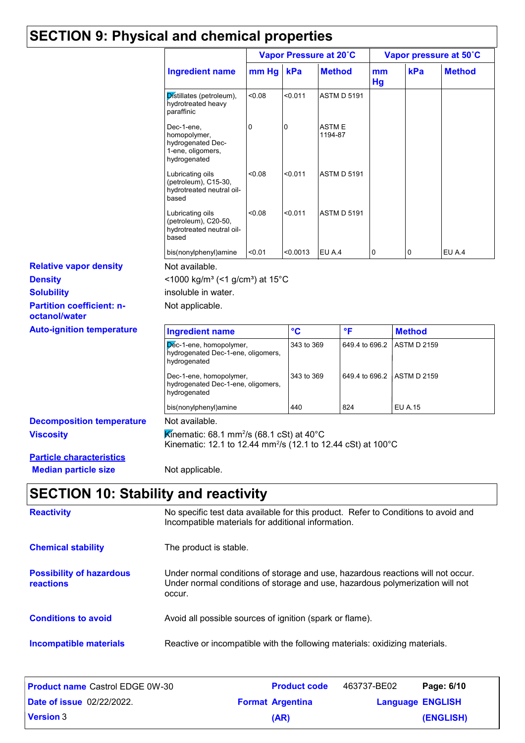# SECTION 9: Physical and chemical properties

| Ingredient name | Vapor Pressure at 20˚C | | | Vapor pressure at 50˚C | | |
|---|---|---|---|---|---|---|
| | mm Hg | kPa | Method | mm Hg | kPa | Method |
| Distillates (petroleum), hydrotreated heavy paraffinic | <0.08 | <0.011 | ASTM D 5191 | | | |
| Dec-1-ene, homopolymer, hydrogenated Dec-1-ene, oligomers, hydrogenated | 0 | 0 | ASTM E 1194-87 | | | |
| Lubricating oils (petroleum), C15-30, hydrotreated neutral oil-based | <0.08 | <0.011 | ASTM D 5191 | | | |
| Lubricating oils (petroleum), C20-50, hydrotreated neutral oil-based | <0.08 | <0.011 | ASTM D 5191 | | | |
| bis(nonylphenyl)amine | <0.01 | <0.0013 | EU A.4 | 0 | 0 | EU A.4 |

**Relative vapor density** Not available.

**Density** <1000 kg/m³ (<1 g/cm³) at 15°C

**Solubility** insoluble in water.

**Partition coefficient: n-octanol/water** Not applicable.

**Auto-ignition temperature**

| Ingredient name | °C | °F | Method |
|---|---|---|---|
| Dec-1-ene, homopolymer, hydrogenated Dec-1-ene, oligomers, hydrogenated | 343 to 369 | 649.4 to 696.2 | ASTM D 2159 |
| Dec-1-ene, homopolymer, hydrogenated Dec-1-ene, oligomers, hydrogenated | 343 to 369 | 649.4 to 696.2 | ASTM D 2159 |
| bis(nonylphenyl)amine | 440 | 824 | EU A.15 |

**Decomposition temperature** Not available.

**Viscosity** Kinematic: 68.1 mm$^2$/s (68.1 cSt) at 40°C
Kinematic: 12.1 to 12.44 mm$^2$/s (12.1 to 12.44 cSt) at 100°C

**Particle characteristics**

**Median particle size** Not applicable.

# SECTION 10: Stability and reactivity

**Reactivity** No specific test data available for this product. Refer to Conditions to avoid and Incompatible materials for additional information.

**Chemical stability** The product is stable.

**Possibility of hazardous reactions** Under normal conditions of storage and use, hazardous reactions will not occur. Under normal conditions of storage and use, hazardous polymerization will not occur.

**Conditions to avoid** Avoid all possible sources of ignition (spark or flame).

**Incompatible materials** Reactive or incompatible with the following materials: oxidizing materials.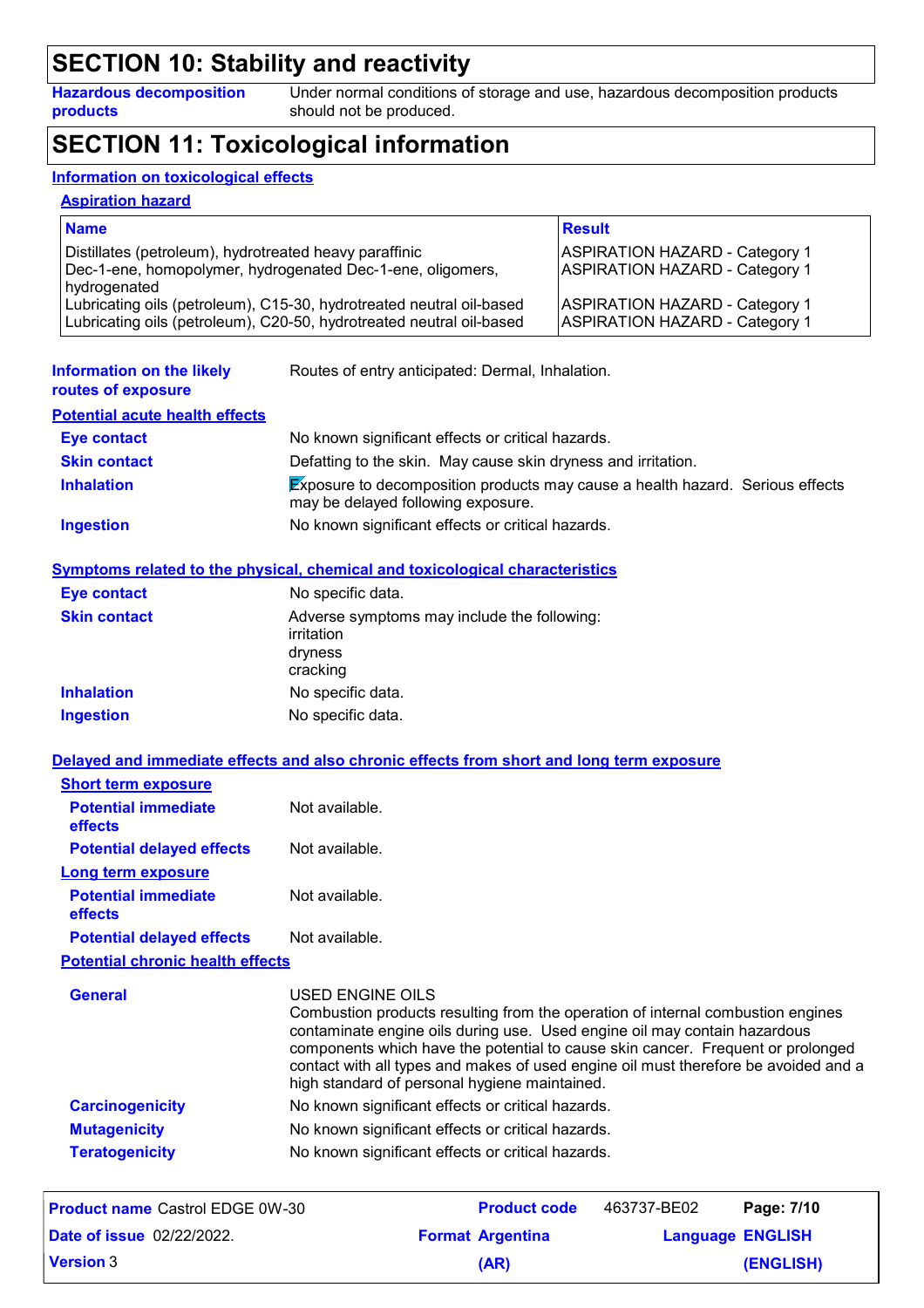## SECTION 10: Stability and reactivity

**Hazardous decomposition products**: Under normal conditions of storage and use, hazardous decomposition products should not be produced.

## SECTION 11: Toxicological information

### Information on toxicological effects

**Aspiration hazard**

| Name | Result |
| --- | --- |
| Distillates (petroleum), hydrotreated heavy paraffinic | ASPIRATION HAZARD - Category 1 |
| Dec-1-ene, homopolymer, hydrogenated Dec-1-ene, oligomers, hydrogenated | ASPIRATION HAZARD - Category 1 |
| Lubricating oils (petroleum), C15-30, hydrotreated neutral oil-based | ASPIRATION HAZARD - Category 1 |
| Lubricating oils (petroleum), C20-50, hydrotreated neutral oil-based | ASPIRATION HAZARD - Category 1 |

**Information on the likely routes of exposure**: Routes of entry anticipated: Dermal, Inhalation.

**Potential acute health effects**

- **Eye contact**: No known significant effects or critical hazards.
- **Skin contact**: Defatting to the skin. May cause skin dryness and irritation.
- **Inhalation**: Exposure to decomposition products may cause a health hazard. Serious effects may be delayed following exposure.
- **Ingestion**: No known significant effects or critical hazards.

**Symptoms related to the physical, chemical and toxicological characteristics**

- **Eye contact**: No specific data.
- **Skin contact**: Adverse symptoms may include the following:
  irritation
  dryness
  cracking
- **Inhalation**: No specific data.
- **Ingestion**: No specific data.

**Delayed and immediate effects and also chronic effects from short and long term exposure**

**Short term exposure**

- **Potential immediate effects**: Not available.
- **Potential delayed effects**: Not available.

**Long term exposure**

- **Potential immediate effects**: Not available.
- **Potential delayed effects**: Not available.

**Potential chronic health effects**

- **General**: USED ENGINE OILS
  Combustion products resulting from the operation of internal combustion engines contaminate engine oils during use. Used engine oil may contain hazardous components which have the potential to cause skin cancer. Frequent or prolonged contact with all types and makes of used engine oil must therefore be avoided and a high standard of personal hygiene maintained.
- **Carcinogenicity**: No known significant effects or critical hazards.
- **Mutagenicity**: No known significant effects or critical hazards.
- **Teratogenicity**: No known significant effects or critical hazards.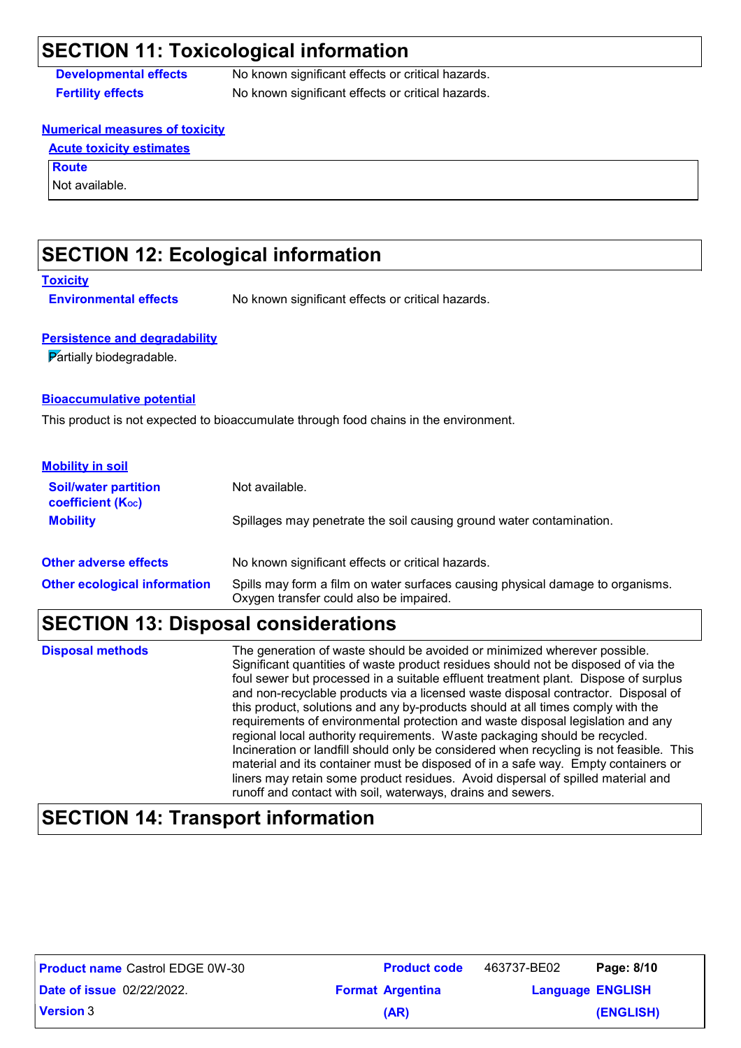## SECTION 11: Toxicological information

| | |
|---|---|
| **Developmental effects** | No known significant effects or critical hazards. |
| **Fertility effects** | No known significant effects or critical hazards. |

**Numerical measures of toxicity**

**Acute toxicity estimates**

| Route |
|---|
| Not available. |

## SECTION 12: Ecological information

**Toxicity**

| | |
|---|---|
| **Environmental effects** | No known significant effects or critical hazards. |

**Persistence and degradability**

Partially biodegradable.

**Bioaccumulative potential**

This product is not expected to bioaccumulate through food chains in the environment.

**Mobility in soil**

| | |
|---|---|
| **Soil/water partition coefficient ($K_{OC}$)** | Not available. |
| **Mobility** | Spillages may penetrate the soil causing ground water contamination. |
| **Other adverse effects** | No known significant effects or critical hazards. |
| **Other ecological information** | Spills may form a film on water surfaces causing physical damage to organisms. Oxygen transfer could also be impaired. |

## SECTION 13: Disposal considerations

| | |
|---|---|
| **Disposal methods** | The generation of waste should be avoided or minimized wherever possible. Significant quantities of waste product residues should not be disposed of via the foul sewer but processed in a suitable effluent treatment plant. Dispose of surplus and non-recyclable products via a licensed waste disposal contractor. Disposal of this product, solutions and any by-products should at all times comply with the requirements of environmental protection and waste disposal legislation and any regional local authority requirements. Waste packaging should be recycled. Incineration or landfill should only be considered when recycling is not feasible. This material and its container must be disposed of in a safe way. Empty containers or liners may retain some product residues. Avoid dispersal of spilled material and runoff and contact with soil, waterways, drains and sewers. |

## SECTION 14: Transport information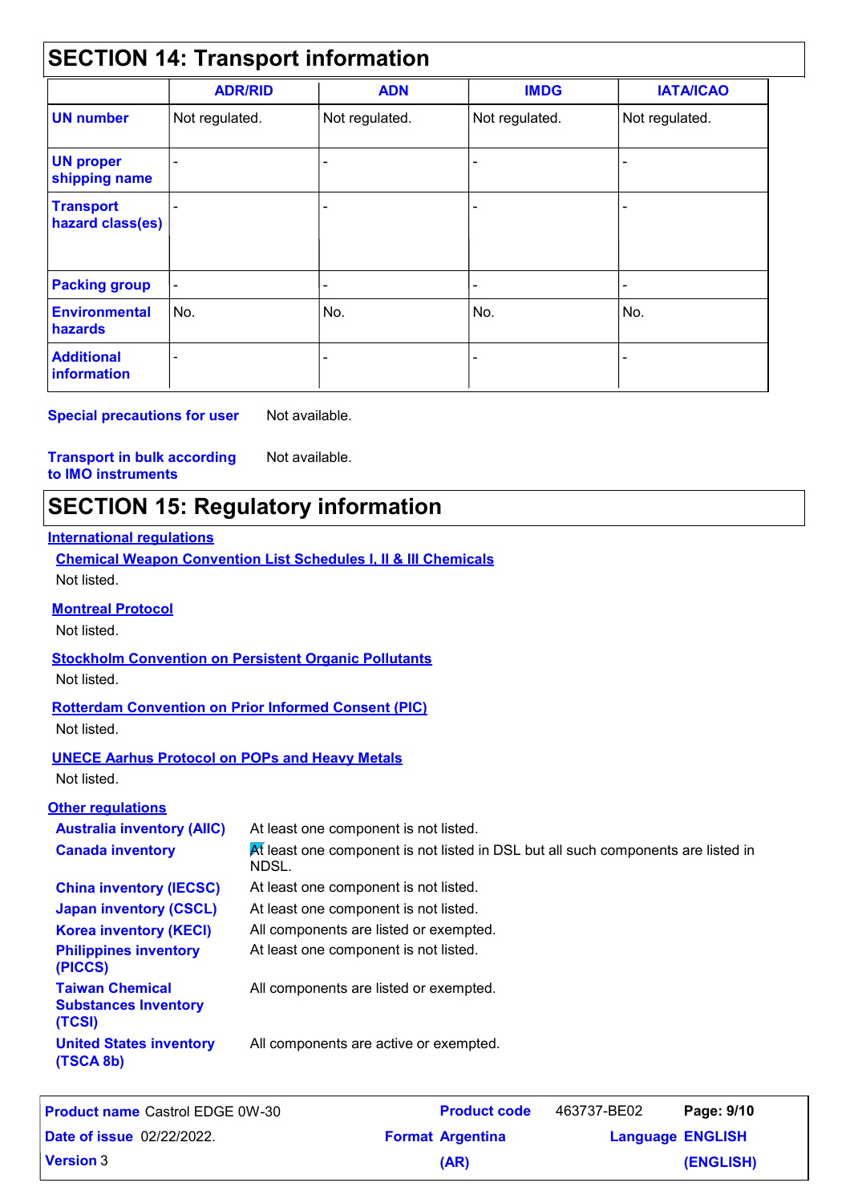## SECTION 14: Transport information

| | ADR/RID | ADN | IMDG | IATA/ICAO |
|---|---|---|---|---|
| **UN number** | Not regulated. | Not regulated. | Not regulated. | Not regulated. |
| **UN proper shipping name** | - | - | - | - |
| **Transport hazard class(es)** | - | - | - | - |
| **Packing group** | - | - | - | - |
| **Environmental hazards** | No. | No. | No. | No. |
| **Additional information** | - | - | - | - |

**Special precautions for user** Not available.

**Transport in bulk according to IMO instruments** Not available.

## SECTION 15: Regulatory information

**International regulations**

**Chemical Weapon Convention List Schedules I, II & III Chemicals**

Not listed.

**Montreal Protocol**

Not listed.

**Stockholm Convention on Persistent Organic Pollutants**

Not listed.

**Rotterdam Convention on Prior Informed Consent (PIC)**

Not listed.

**UNECE Aarhus Protocol on POPs and Heavy Metals**

Not listed.

**Other regulations**

**Australia inventory (AIIC)** At least one component is not listed.

**Canada inventory** At least one component is not listed in DSL but all such components are listed in NDSL.

**China inventory (IECSC)** At least one component is not listed.

**Japan inventory (CSCL)** At least one component is not listed.

**Korea inventory (KECI)** All components are listed or exempted.

**Philippines inventory (PICCS)** At least one component is not listed.

**Taiwan Chemical Substances Inventory (TCSI)** All components are listed or exempted.

**United States inventory (TSCA 8b)** All components are active or exempted.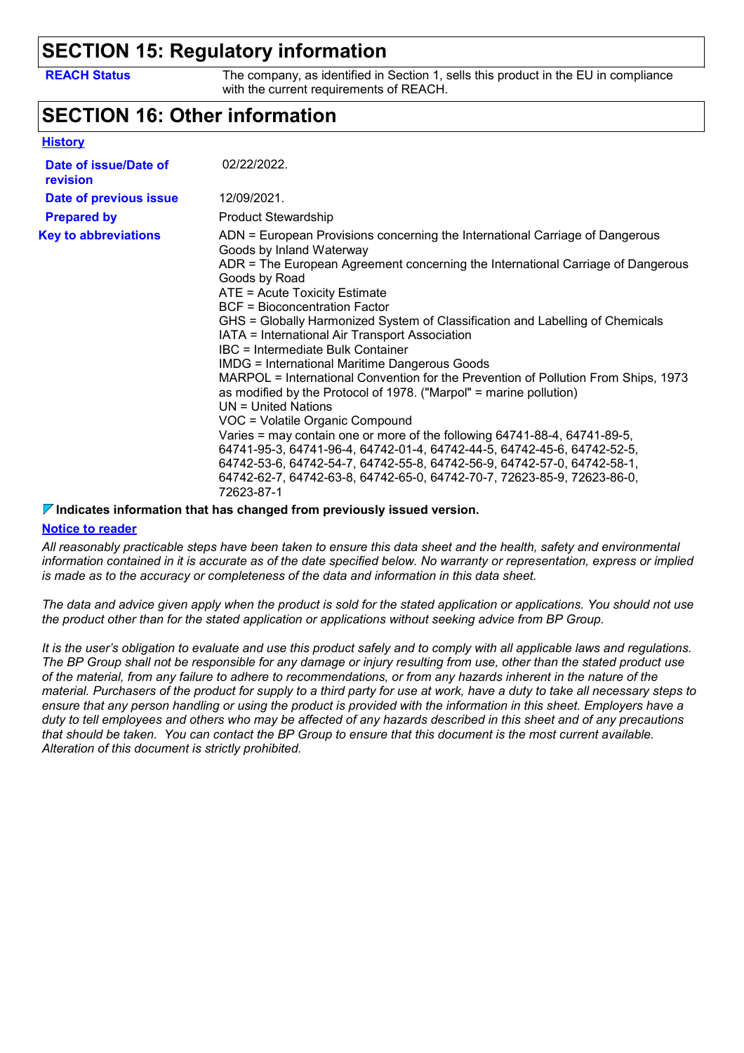## SECTION 15: Regulatory information

| | |
|---|---|
| **REACH Status** | The company, as identified in Section 1, sells this product in the EU in compliance with the current requirements of REACH. |

## SECTION 16: Other information

**History**

| | |
|---|---|
| **Date of issue/Date of revision** | 02/22/2022. |
| **Date of previous issue** | 12/09/2021. |
| **Prepared by** | Product Stewardship |
| **Key to abbreviations** | ADN = European Provisions concerning the International Carriage of Dangerous Goods by Inland Waterway<br>ADR = The European Agreement concerning the International Carriage of Dangerous Goods by Road<br>ATE = Acute Toxicity Estimate<br>BCF = Bioconcentration Factor<br>GHS = Globally Harmonized System of Classification and Labelling of Chemicals<br>IATA = International Air Transport Association<br>IBC = Intermediate Bulk Container<br>IMDG = International Maritime Dangerous Goods<br>MARPOL = International Convention for the Prevention of Pollution From Ships, 1973 as modified by the Protocol of 1978. ("Marpol" = marine pollution)<br>UN = United Nations<br>VOC = Volatile Organic Compound<br>Varies = may contain one or more of the following 64741-88-4, 64741-89-5, 64741-95-3, 64741-96-4, 64742-01-4, 64742-44-5, 64742-45-6, 64742-52-5, 64742-53-6, 64742-54-7, 64742-55-8, 64742-56-9, 64742-57-0, 64742-58-1, 64742-62-7, 64742-63-8, 64742-65-0, 64742-70-7, 72623-85-9, 72623-86-0, 72623-87-1 |

**Indicates information that has changed from previously issued version.**

**Notice to reader**

*All reasonably practicable steps have been taken to ensure this data sheet and the health, safety and environmental information contained in it is accurate as of the date specified below. No warranty or representation, express or implied is made as to the accuracy or completeness of the data and information in this data sheet.*

*The data and advice given apply when the product is sold for the stated application or applications. You should not use the product other than for the stated application or applications without seeking advice from BP Group.*

*It is the user's obligation to evaluate and use this product safely and to comply with all applicable laws and regulations. The BP Group shall not be responsible for any damage or injury resulting from use, other than the stated product use of the material, from any failure to adhere to recommendations, or from any hazards inherent in the nature of the material. Purchasers of the product for supply to a third party for use at work, have a duty to take all necessary steps to ensure that any person handling or using the product is provided with the information in this sheet. Employers have a duty to tell employees and others who may be affected of any hazards described in this sheet and of any precautions that should be taken. You can contact the BP Group to ensure that this document is the most current available. Alteration of this document is strictly prohibited.*